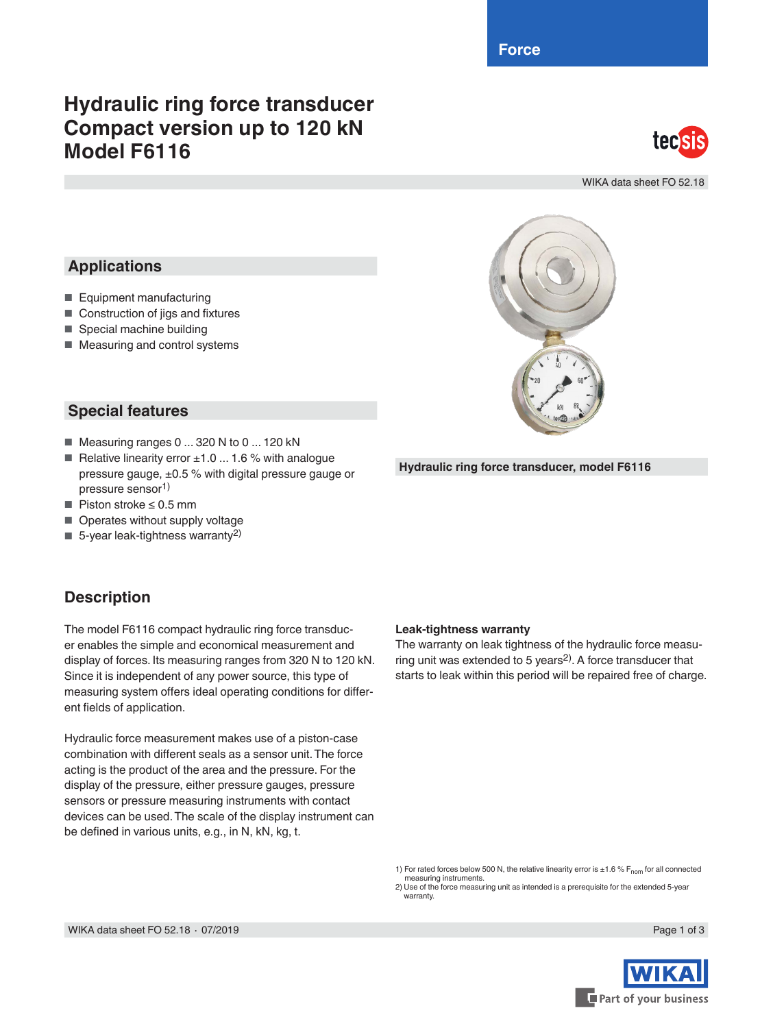Force

# Hydraulic ring force transducer Compact version up to 120 kN Model F6116

WIKA data sheet FO 52.18

## Applications

- Equipment manufacturing
- Construction of jigs and fixtures
- Special machine building
- Measuring and control systems

## Special features

- Measuring ranges 0 ... 320 N to 0 ... 120 kN
- Relative linearity error ±1.0 ... 1.6 % with analogue pressure gauge, ±0.5 % with digital pressure gauge or pressure sensor[1)]
- Piston stroke ≤ 0.5 mm
- Operates without supply voltage
- 5-year leak-tightness warranty[2)]

Hydraulic ring force transducer, model F6116

## Description

The model F6116 compact hydraulic ring force transducer enables the simple and economical measurement and display of forces. Its measuring ranges from 320 N to 120 kN. Since it is independent of any power source, this type of measuring system offers ideal operating conditions for different fields of application.

Hydraulic force measurement makes use of a piston-case combination with different seals as a sensor unit. The force acting is the product of the area and the pressure. For the display of the pressure, either pressure gauges, pressure sensors or pressure measuring instruments with contact devices can be used. The scale of the display instrument can be defined in various units, e.g., in N, kN, kg, t.

**Leak-tightness warranty**

The warranty on leak tightness of the hydraulic force measuring unit was extended to 5 years[2)]. A force transducer that starts to leak within this period will be repaired free of charge.

1) For rated forces below 500 N, the relative linearity error is ±1.6 % $F_{nom}$ for all connected measuring instruments.
2) Use of the force measuring unit as intended is a prerequisite for the extended 5-year warranty.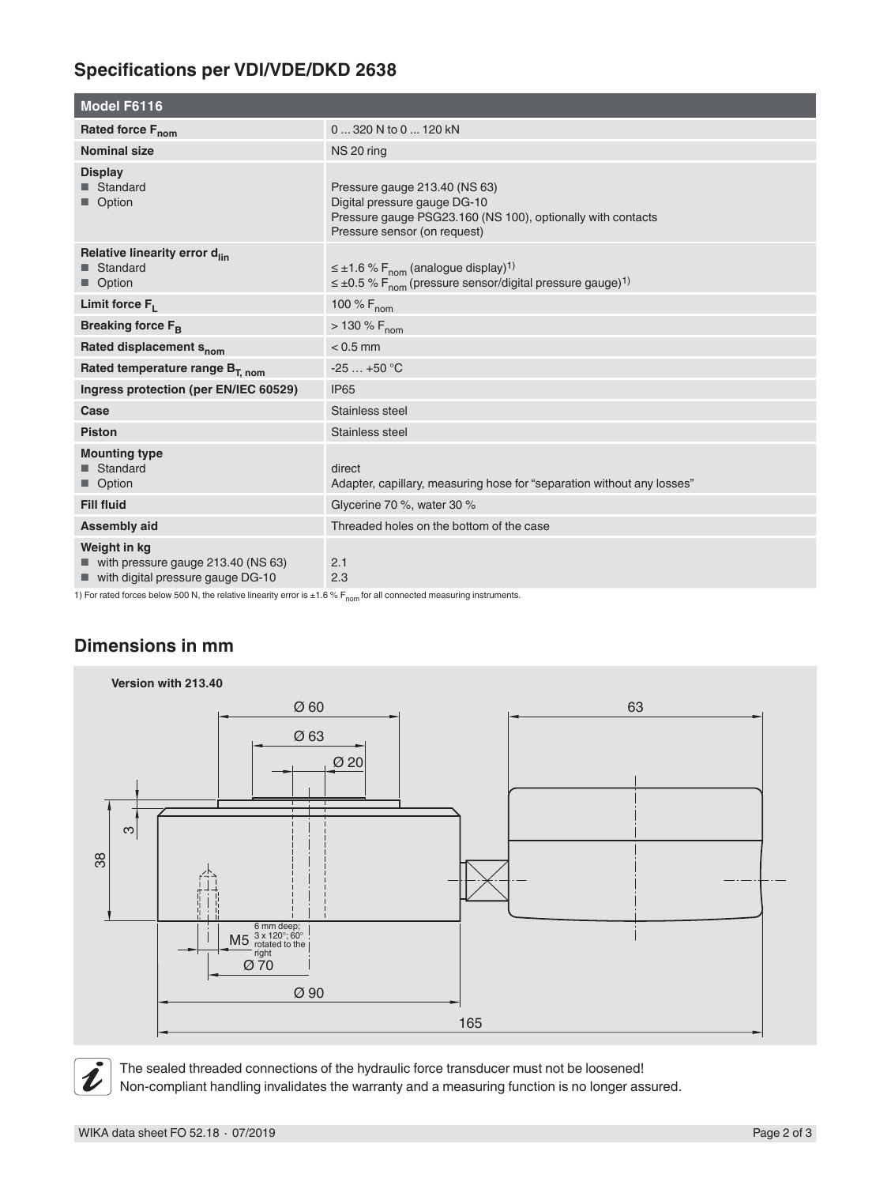## Specifications per VDI/VDE/DKD 2638

| Model F6116 | |
|---|---|
| **Rated force $F_{nom}$** | 0 ... 320 N to 0 ... 120 kN |
| **Nominal size** | NS 20 ring |
| **Display**<br>■ Standard<br>■ Option | <br>Pressure gauge 213.40 (NS 63)<br>Digital pressure gauge DG-10<br>Pressure gauge PSG23.160 (NS 100), optionally with contacts<br>Pressure sensor (on request) |
| **Relative linearity error $d_{lin}$**<br>■ Standard<br>■ Option | <br>≤ ±1.6 % $F_{nom}$ (analogue display)[1)]<br>≤ ±0.5 % $F_{nom}$ (pressure sensor/digital pressure gauge)[1)] |
| **Limit force $F_L$** | 100 % $F_{nom}$ |
| **Breaking force $F_B$** | > 130 % $F_{nom}$ |
| **Rated displacement $s_{nom}$** | < 0.5 mm |
| **Rated temperature range $B_{T,\ nom}$** | -25 … +50 °C |
| **Ingress protection (per EN/IEC 60529)** | IP65 |
| **Case** | Stainless steel |
| **Piston** | Stainless steel |
| **Mounting type**<br>■ Standard<br>■ Option | <br>direct<br>Adapter, capillary, measuring hose for "separation without any losses" |
| **Fill fluid** | Glycerine 70 %, water 30 % |
| **Assembly aid** | Threaded holes on the bottom of the case |
| **Weight in kg**<br>■ with pressure gauge 213.40 (NS 63)<br>■ with digital pressure gauge DG-10 | <br>2.1<br>2.3 |

1) For rated forces below 500 N, the relative linearity error is ±1.6 % $F_{nom}$ for all connected measuring instruments.

## Dimensions in mm

**Version with 213.40**

Ø 60, Ø 63, Ø 20, 63, 3, 38, M5 6 mm deep; 3 x 120°; 60° rotated to the right, Ø 70, Ø 90, 165

The sealed threaded connections of the hydraulic force transducer must not be loosened!
Non-compliant handling invalidates the warranty and a measuring function is no longer assured.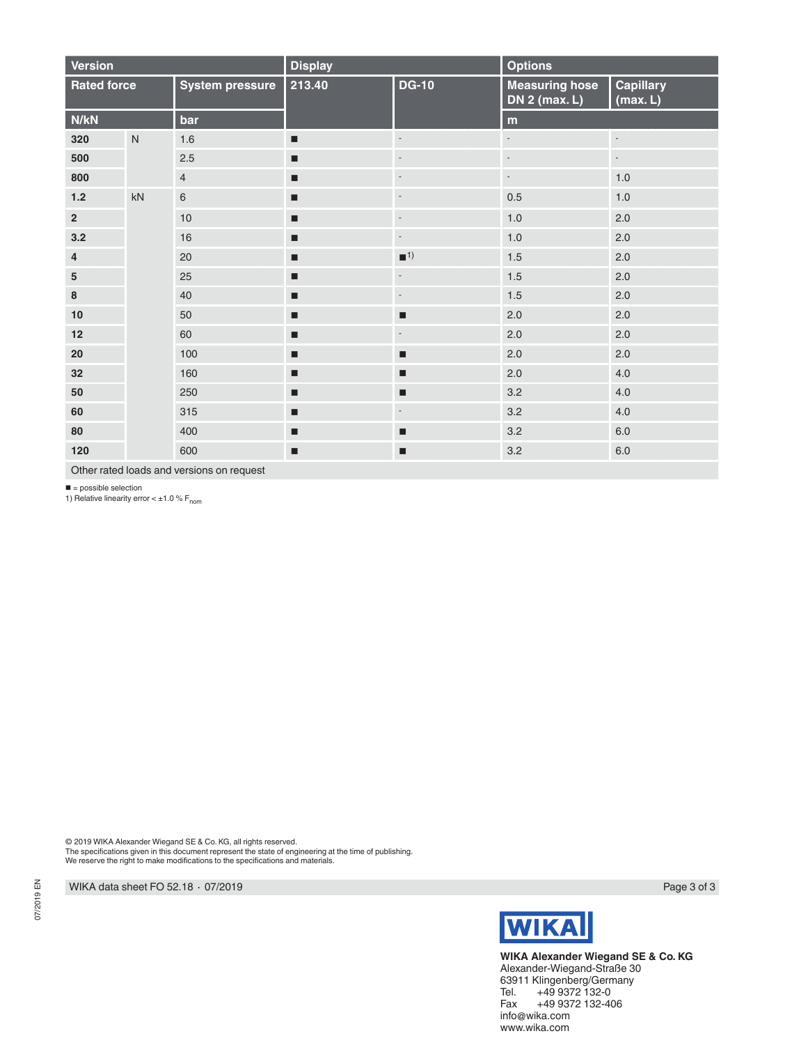| Version | | | Display | | Options | |
|---|---|---|---|---|---|---|
| Rated force | | System pressure | 213.40 | DG-10 | Measuring hose DN 2 (max. L) | Capillary (max. L) |
| N/kN | | bar | | | m | |
| **320** | N | 1.6 | ■ | - | - | - |
| **500** | | 2.5 | ■ | - | - | - |
| **800** | | 4 | ■ | - | - | 1.0 |
| **1.2** | kN | 6 | ■ | - | 0.5 | 1.0 |
| **2** | | 10 | ■ | - | 1.0 | 2.0 |
| **3.2** | | 16 | ■ | - | 1.0 | 2.0 |
| **4** | | 20 | ■ | ■ [1] | 1.5 | 2.0 |
| **5** | | 25 | ■ | - | 1.5 | 2.0 |
| **8** | | 40 | ■ | - | 1.5 | 2.0 |
| **10** | | 50 | ■ | ■ | 2.0 | 2.0 |
| **12** | | 60 | ■ | - | 2.0 | 2.0 |
| **20** | | 100 | ■ | ■ | 2.0 | 2.0 |
| **32** | | 160 | ■ | ■ | 2.0 | 4.0 |
| **50** | | 250 | ■ | ■ | 3.2 | 4.0 |
| **60** | | 315 | ■ | - | 3.2 | 4.0 |
| **80** | | 400 | ■ | ■ | 3.2 | 6.0 |
| **120** | | 600 | ■ | ■ | 3.2 | 6.0 |
| Other rated loads and versions on request | | | | | | |

■ = possible selection

1) Relative linearity error < ±1.0 % $F_{nom}$

© 2019 WIKA Alexander Wiegand SE & Co. KG, all rights reserved.
The specifications given in this document represent the state of engineering at the time of publishing.
We reserve the right to make modifications to the specifications and materials.

**WIKA Alexander Wiegand SE & Co. KG**
Alexander-Wiegand-Straße 30
63911 Klingenberg/Germany
Tel. +49 9372 132-0
Fax +49 9372 132-406
info@wika.com
www.wika.com